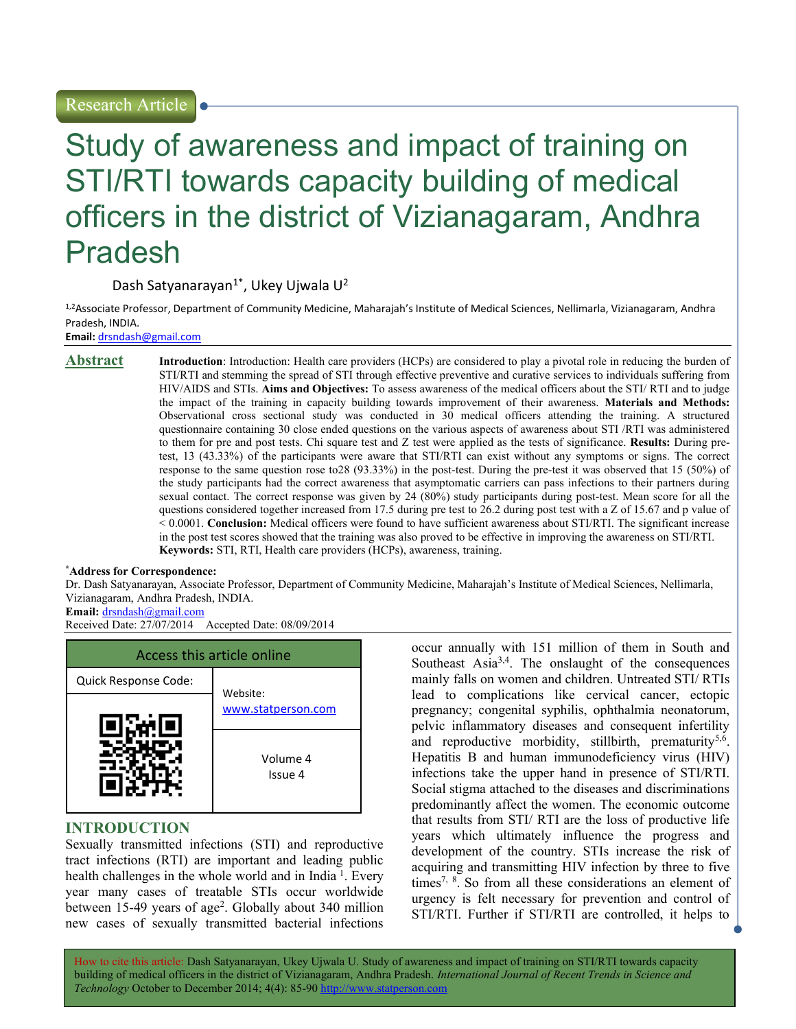Research Article

# Study of awareness and impact of training on STI/RTI towards capacity building of medical officers in the district of Vizianagaram, Andhra Pradesh

Dash Satyanarayan[1*], Ukey Ujwala U[2]

[1,2]Associate Professor, Department of Community Medicine, Maharajah's Institute of Medical Sciences, Nellimarla, Vizianagaram, Andhra Pradesh, INDIA.

**Email:** drsndash@gmail.com

## Abstract

**Introduction**: Introduction: Health care providers (HCPs) are considered to play a pivotal role in reducing the burden of STI/RTI and stemming the spread of STI through effective preventive and curative services to individuals suffering from HIV/AIDS and STIs. **Aims and Objectives:** To assess awareness of the medical officers about the STI/ RTI and to judge the impact of the training in capacity building towards improvement of their awareness. **Materials and Methods:** Observational cross sectional study was conducted in 30 medical officers attending the training. A structured questionnaire containing 30 close ended questions on the various aspects of awareness about STI /RTI was administered to them for pre and post tests. Chi square test and Z test were applied as the tests of significance. **Results:** During pre-test, 13 (43.33%) of the participants were aware that STI/RTI can exist without any symptoms or signs. The correct response to the same question rose to28 (93.33%) in the post-test. During the pre-test it was observed that 15 (50%) of the study participants had the correct awareness that asymptomatic carriers can pass infections to their partners during sexual contact. The correct response was given by 24 (80%) study participants during post-test. Mean score for all the questions considered together increased from 17.5 during pre test to 26.2 during post test with a Z of 15.67 and p value of < 0.0001. **Conclusion:** Medical officers were found to have sufficient awareness about STI/RTI. The significant increase in the post test scores showed that the training was also proved to be effective in improving the awareness on STI/RTI.

**Keywords:** STI, RTI, Health care providers (HCPs), awareness, training.

***Address for Correspondence:**
Dr. Dash Satyanarayan, Associate Professor, Department of Community Medicine, Maharajah's Institute of Medical Sciences, Nellimarla, Vizianagaram, Andhra Pradesh, INDIA.

**Email:** drsndash@gmail.com

Received Date: 27/07/2014 Accepted Date: 08/09/2014

| Access this article online | |
|---|---|
| Quick Response Code: | Website: www.statperson.com |
| | Volume 4 Issue 4 |

## INTRODUCTION

Sexually transmitted infections (STI) and reproductive tract infections (RTI) are important and leading public health challenges in the whole world and in India [1]. Every year many cases of treatable STIs occur worldwide between 15-49 years of age[2]. Globally about 340 million new cases of sexually transmitted bacterial infections occur annually with 151 million of them in South and Southeast Asia[3,4]. The onslaught of the consequences mainly falls on women and children. Untreated STI/ RTIs lead to complications like cervical cancer, ectopic pregnancy; congenital syphilis, ophthalmia neonatorum, pelvic inflammatory diseases and consequent infertility and reproductive morbidity, stillbirth, prematurity[5,6]. Hepatitis B and human immunodeficiency virus (HIV) infections take the upper hand in presence of STI/RTI. Social stigma attached to the diseases and discriminations predominantly affect the women. The economic outcome that results from STI/ RTI are the loss of productive life years which ultimately influence the progress and development of the country. STIs increase the risk of acquiring and transmitting HIV infection by three to five times[7, 8]. So from all these considerations an element of urgency is felt necessary for prevention and control of STI/RTI. Further if STI/RTI are controlled, it helps to

How to cite this article: Dash Satyanarayan, Ukey Ujwala U. Study of awareness and impact of training on STI/RTI towards capacity building of medical officers in the district of Vizianagaram, Andhra Pradesh. *International Journal of Recent Trends in Science and Technology* October to December 2014; 4(4): 85-90 http://www.statperson.com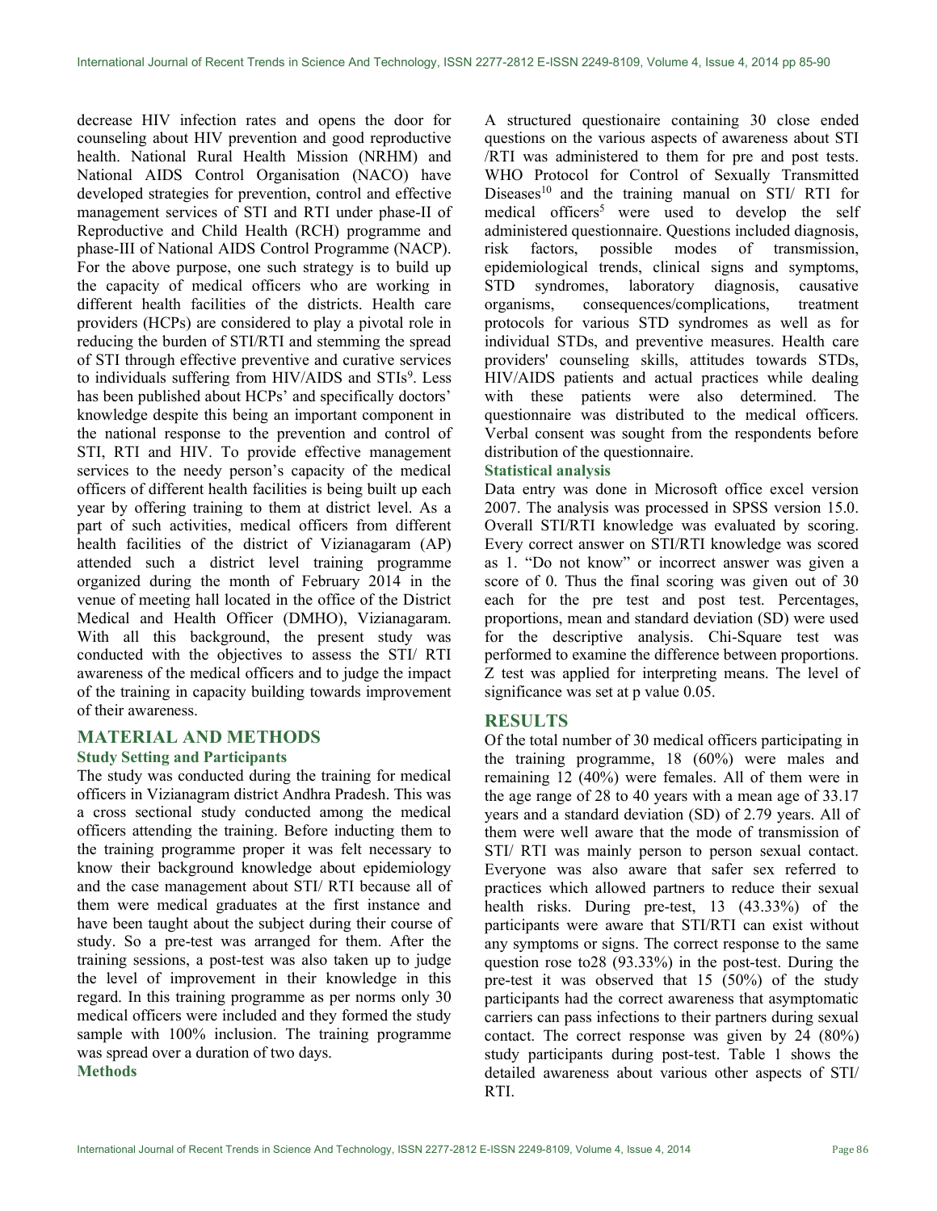decrease HIV infection rates and opens the door for counseling about HIV prevention and good reproductive health. National Rural Health Mission (NRHM) and National AIDS Control Organisation (NACO) have developed strategies for prevention, control and effective management services of STI and RTI under phase-II of Reproductive and Child Health (RCH) programme and phase-III of National AIDS Control Programme (NACP). For the above purpose, one such strategy is to build up the capacity of medical officers who are working in different health facilities of the districts. Health care providers (HCPs) are considered to play a pivotal role in reducing the burden of STI/RTI and stemming the spread of STI through effective preventive and curative services to individuals suffering from HIV/AIDS and STIs[9]. Less has been published about HCPs' and specifically doctors' knowledge despite this being an important component in the national response to the prevention and control of STI, RTI and HIV. To provide effective management services to the needy person's capacity of the medical officers of different health facilities is being built up each year by offering training to them at district level. As a part of such activities, medical officers from different health facilities of the district of Vizianagaram (AP) attended such a district level training programme organized during the month of February 2014 in the venue of meeting hall located in the office of the District Medical and Health Officer (DMHO), Vizianagaram. With all this background, the present study was conducted with the objectives to assess the STI/ RTI awareness of the medical officers and to judge the impact of the training in capacity building towards improvement of their awareness.

## MATERIAL AND METHODS

### Study Setting and Participants

The study was conducted during the training for medical officers in Vizianagram district Andhra Pradesh. This was a cross sectional study conducted among the medical officers attending the training. Before inducting them to the training programme proper it was felt necessary to know their background knowledge about epidemiology and the case management about STI/ RTI because all of them were medical graduates at the first instance and have been taught about the subject during their course of study. So a pre-test was arranged for them. After the training sessions, a post-test was also taken up to judge the level of improvement in their knowledge in this regard. In this training programme as per norms only 30 medical officers were included and they formed the study sample with 100% inclusion. The training programme was spread over a duration of two days.

### Methods

A structured questionaire containing 30 close ended questions on the various aspects of awareness about STI /RTI was administered to them for pre and post tests. WHO Protocol for Control of Sexually Transmitted Diseases[10] and the training manual on STI/ RTI for medical officers[5] were used to develop the self administered questionnaire. Questions included diagnosis, risk factors, possible modes of transmission, epidemiological trends, clinical signs and symptoms, STD syndromes, laboratory diagnosis, causative organisms, consequences/complications, treatment protocols for various STD syndromes as well as for individual STDs, and preventive measures. Health care providers' counseling skills, attitudes towards STDs, HIV/AIDS patients and actual practices while dealing with these patients were also determined. The questionnaire was distributed to the medical officers. Verbal consent was sought from the respondents before distribution of the questionnaire.

### Statistical analysis

Data entry was done in Microsoft office excel version 2007. The analysis was processed in SPSS version 15.0. Overall STI/RTI knowledge was evaluated by scoring. Every correct answer on STI/RTI knowledge was scored as 1. "Do not know" or incorrect answer was given a score of 0. Thus the final scoring was given out of 30 each for the pre test and post test. Percentages, proportions, mean and standard deviation (SD) were used for the descriptive analysis. Chi-Square test was performed to examine the difference between proportions. Z test was applied for interpreting means. The level of significance was set at p value 0.05.

## RESULTS

Of the total number of 30 medical officers participating in the training programme, 18 (60%) were males and remaining 12 (40%) were females. All of them were in the age range of 28 to 40 years with a mean age of 33.17 years and a standard deviation (SD) of 2.79 years. All of them were well aware that the mode of transmission of STI/ RTI was mainly person to person sexual contact. Everyone was also aware that safer sex referred to practices which allowed partners to reduce their sexual health risks. During pre-test, 13 (43.33%) of the participants were aware that STI/RTI can exist without any symptoms or signs. The correct response to the same question rose to28 (93.33%) in the post-test. During the pre-test it was observed that 15 (50%) of the study participants had the correct awareness that asymptomatic carriers can pass infections to their partners during sexual contact. The correct response was given by 24 (80%) study participants during post-test. Table 1 shows the detailed awareness about various other aspects of STI/ RTI.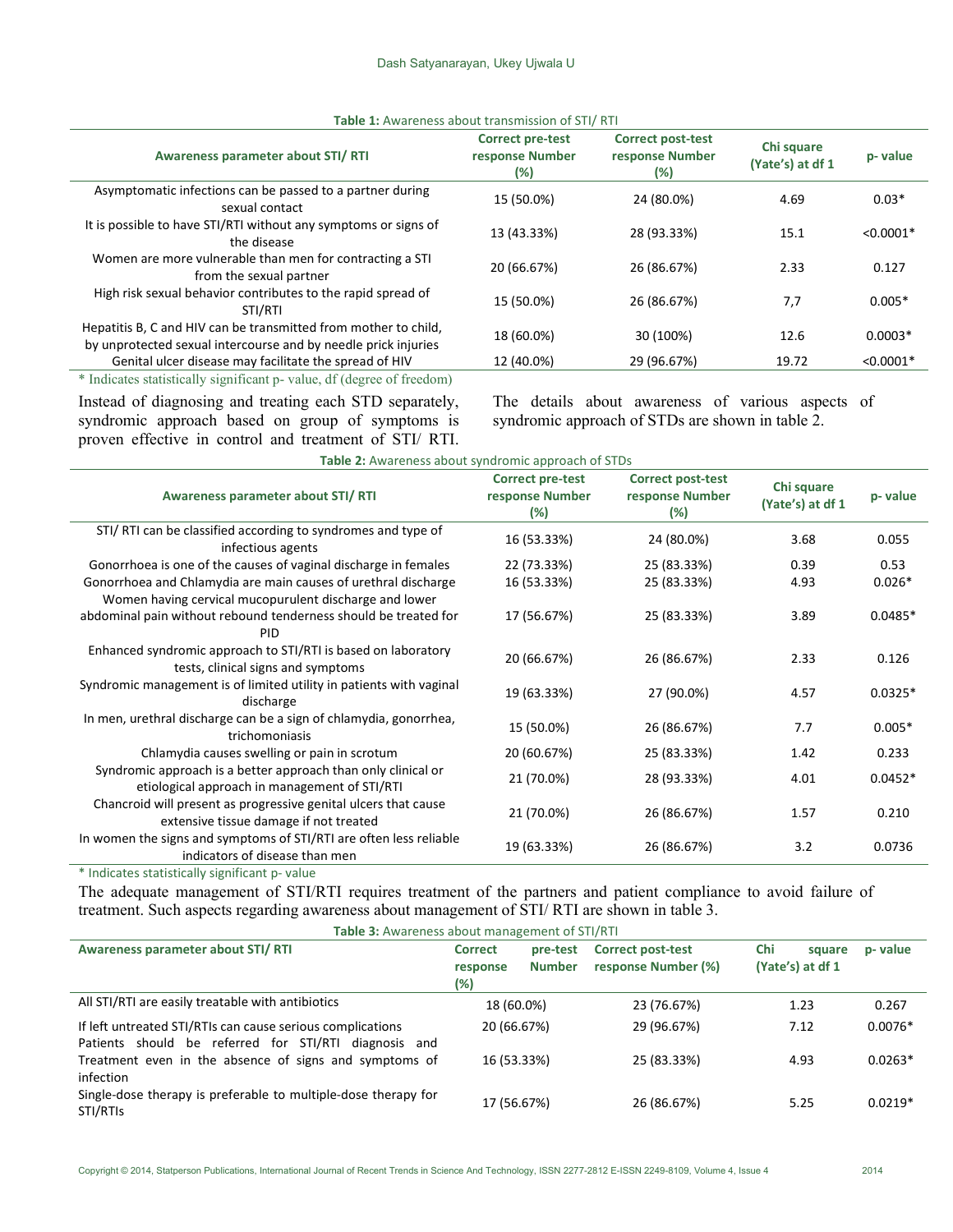**Table 1:** Awareness about transmission of STI/ RTI

| Awareness parameter about STI/ RTI | Correct pre-test response Number (%) | Correct post-test response Number (%) | Chi square (Yate's) at df 1 | p- value |
|---|---|---|---|---|
| Asymptomatic infections can be passed to a partner during sexual contact | 15 (50.0%) | 24 (80.0%) | 4.69 | 0.03* |
| It is possible to have STI/RTI without any symptoms or signs of the disease | 13 (43.33%) | 28 (93.33%) | 15.1 | <0.0001* |
| Women are more vulnerable than men for contracting a STI from the sexual partner | 20 (66.67%) | 26 (86.67%) | 2.33 | 0.127 |
| High risk sexual behavior contributes to the rapid spread of STI/RTI | 15 (50.0%) | 26 (86.67%) | 7,7 | 0.005* |
| Hepatitis B, C and HIV can be transmitted from mother to child, by unprotected sexual intercourse and by needle prick injuries | 18 (60.0%) | 30 (100%) | 12.6 | 0.0003* |
| Genital ulcer disease may facilitate the spread of HIV | 12 (40.0%) | 29 (96.67%) | 19.72 | <0.0001* |

* Indicates statistically significant p- value, df (degree of freedom)

Instead of diagnosing and treating each STD separately, syndromic approach based on group of symptoms is proven effective in control and treatment of STI/ RTI. The details about awareness of various aspects of syndromic approach of STDs are shown in table 2.

**Table 2:** Awareness about syndromic approach of STDs

| Awareness parameter about STI/ RTI | Correct pre-test response Number (%) | Correct post-test response Number (%) | Chi square (Yate's) at df 1 | p- value |
|---|---|---|---|---|
| STI/ RTI can be classified according to syndromes and type of infectious agents | 16 (53.33%) | 24 (80.0%) | 3.68 | 0.055 |
| Gonorrhoea is one of the causes of vaginal discharge in females | 22 (73.33%) | 25 (83.33%) | 0.39 | 0.53 |
| Gonorrhoea and Chlamydia are main causes of urethral discharge | 16 (53.33%) | 25 (83.33%) | 4.93 | 0.026* |
| Women having cervical mucopurulent discharge and lower abdominal pain without rebound tenderness should be treated for PID | 17 (56.67%) | 25 (83.33%) | 3.89 | 0.0485* |
| Enhanced syndromic approach to STI/RTI is based on laboratory tests, clinical signs and symptoms | 20 (66.67%) | 26 (86.67%) | 2.33 | 0.126 |
| Syndromic management is of limited utility in patients with vaginal discharge | 19 (63.33%) | 27 (90.0%) | 4.57 | 0.0325* |
| In men, urethral discharge can be a sign of chlamydia, gonorrhea, trichomoniasis | 15 (50.0%) | 26 (86.67%) | 7.7 | 0.005* |
| Chlamydia causes swelling or pain in scrotum | 20 (60.67%) | 25 (83.33%) | 1.42 | 0.233 |
| Syndromic approach is a better approach than only clinical or etiological approach in management of STI/RTI | 21 (70.0%) | 28 (93.33%) | 4.01 | 0.0452* |
| Chancroid will present as progressive genital ulcers that cause extensive tissue damage if not treated | 21 (70.0%) | 26 (86.67%) | 1.57 | 0.210 |
| In women the signs and symptoms of STI/RTI are often less reliable indicators of disease than men | 19 (63.33%) | 26 (86.67%) | 3.2 | 0.0736 |

* Indicates statistically significant p- value

The adequate management of STI/RTI requires treatment of the partners and patient compliance to avoid failure of treatment. Such aspects regarding awareness about management of STI/ RTI are shown in table 3.

**Table 3:** Awareness about management of STI/RTI

| Awareness parameter about STI/ RTI | Correct pre-test response Number (%) | Correct post-test response Number (%) | Chi square (Yate's) at df 1 | p- value |
|---|---|---|---|---|
| All STI/RTI are easily treatable with antibiotics | 18 (60.0%) | 23 (76.67%) | 1.23 | 0.267 |
| If left untreated STI/RTIs can cause serious complications | 20 (66.67%) | 29 (96.67%) | 7.12 | 0.0076* |
| Patients should be referred for STI/RTI diagnosis and Treatment even in the absence of signs and symptoms of infection | 16 (53.33%) | 25 (83.33%) | 4.93 | 0.0263* |
| Single-dose therapy is preferable to multiple-dose therapy for STI/RTIs | 17 (56.67%) | 26 (86.67%) | 5.25 | 0.0219* |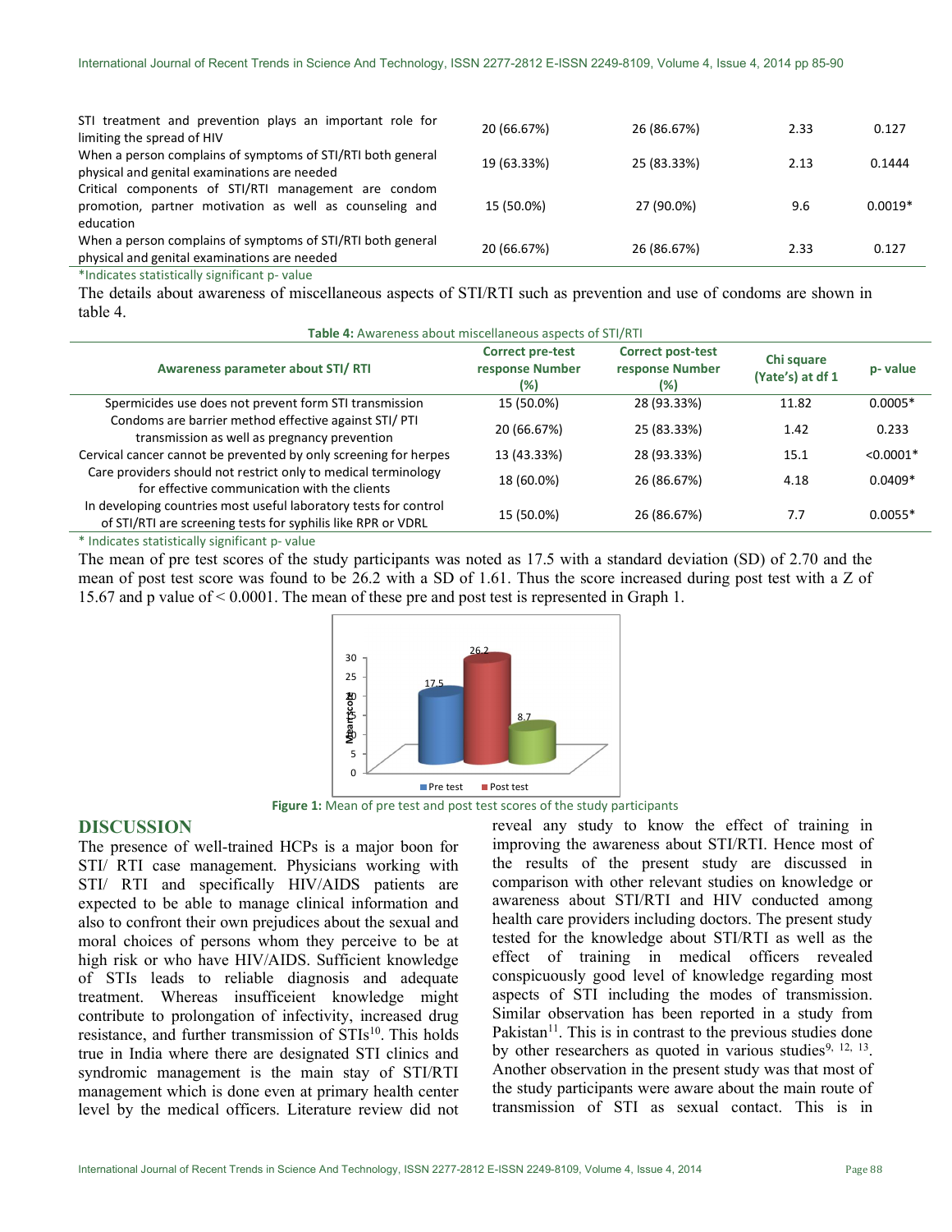| | | | | |
|---|---|---|---|---|
| STI treatment and prevention plays an important role for limiting the spread of HIV | 20 (66.67%) | 26 (86.67%) | 2.33 | 0.127 |
| When a person complains of symptoms of STI/RTI both general physical and genital examinations are needed | 19 (63.33%) | 25 (83.33%) | 2.13 | 0.1444 |
| Critical components of STI/RTI management are condom promotion, partner motivation as well as counseling and education | 15 (50.0%) | 27 (90.0%) | 9.6 | 0.0019* |
| When a person complains of symptoms of STI/RTI both general physical and genital examinations are needed | 20 (66.67%) | 26 (86.67%) | 2.33 | 0.127 |

*Indicates statistically significant p- value

The details about awareness of miscellaneous aspects of STI/RTI such as prevention and use of condoms are shown in table 4.

**Table 4:** Awareness about miscellaneous aspects of STI/RTI

| Awareness parameter about STI/ RTI | Correct pre-test response Number (%) | Correct post-test response Number (%) | Chi square (Yate's) at df 1 | p- value |
|---|---|---|---|---|
| Spermicides use does not prevent form STI transmission | 15 (50.0%) | 28 (93.33%) | 11.82 | 0.0005* |
| Condoms are barrier method effective against STI/ PTI transmission as well as pregnancy prevention | 20 (66.67%) | 25 (83.33%) | 1.42 | 0.233 |
| Cervical cancer cannot be prevented by only screening for herpes | 13 (43.33%) | 28 (93.33%) | 15.1 | <0.0001* |
| Care providers should not restrict only to medical terminology for effective communication with the clients | 18 (60.0%) | 26 (86.67%) | 4.18 | 0.0409* |
| In developing countries most useful laboratory tests for control of STI/RTI are screening tests for syphilis like RPR or VDRL | 15 (50.0%) | 26 (86.67%) | 7.7 | 0.0055* |

\* Indicates statistically significant p- value

The mean of pre test scores of the study participants was noted as 17.5 with a standard deviation (SD) of 2.70 and the mean of post test score was found to be 26.2 with a SD of 1.61. Thus the score increased during post test with a Z of 15.67 and p value of < 0.0001. The mean of these pre and post test is represented in Graph 1.

**Figure 1:** Mean of pre test and post test scores of the study participants

## DISCUSSION

The presence of well-trained HCPs is a major boon for STI/ RTI case management. Physicians working with STI/ RTI and specifically HIV/AIDS patients are expected to be able to manage clinical information and also to confront their own prejudices about the sexual and moral choices of persons whom they perceive to be at high risk or who have HIV/AIDS. Sufficient knowledge of STIs leads to reliable diagnosis and adequate treatment. Whereas insufficeient knowledge might contribute to prolongation of infectivity, increased drug resistance, and further transmission of STIs[10]. This holds true in India where there are designated STI clinics and syndromic management is the main stay of STI/RTI management which is done even at primary health center level by the medical officers. Literature review did not reveal any study to know the effect of training in improving the awareness about STI/RTI. Hence most of the results of the present study are discussed in comparison with other relevant studies on knowledge or awareness about STI/RTI and HIV conducted among health care providers including doctors. The present study tested for the knowledge about STI/RTI as well as the effect of training in medical officers revealed conspicuously good level of knowledge regarding most aspects of STI including the modes of transmission. Similar observation has been reported in a study from Pakistan[11]. This is in contrast to the previous studies done by other researchers as quoted in various studies[9, 12, 13]. Another observation in the present study was that most of the study participants were aware about the main route of transmission of STI as sexual contact. This is in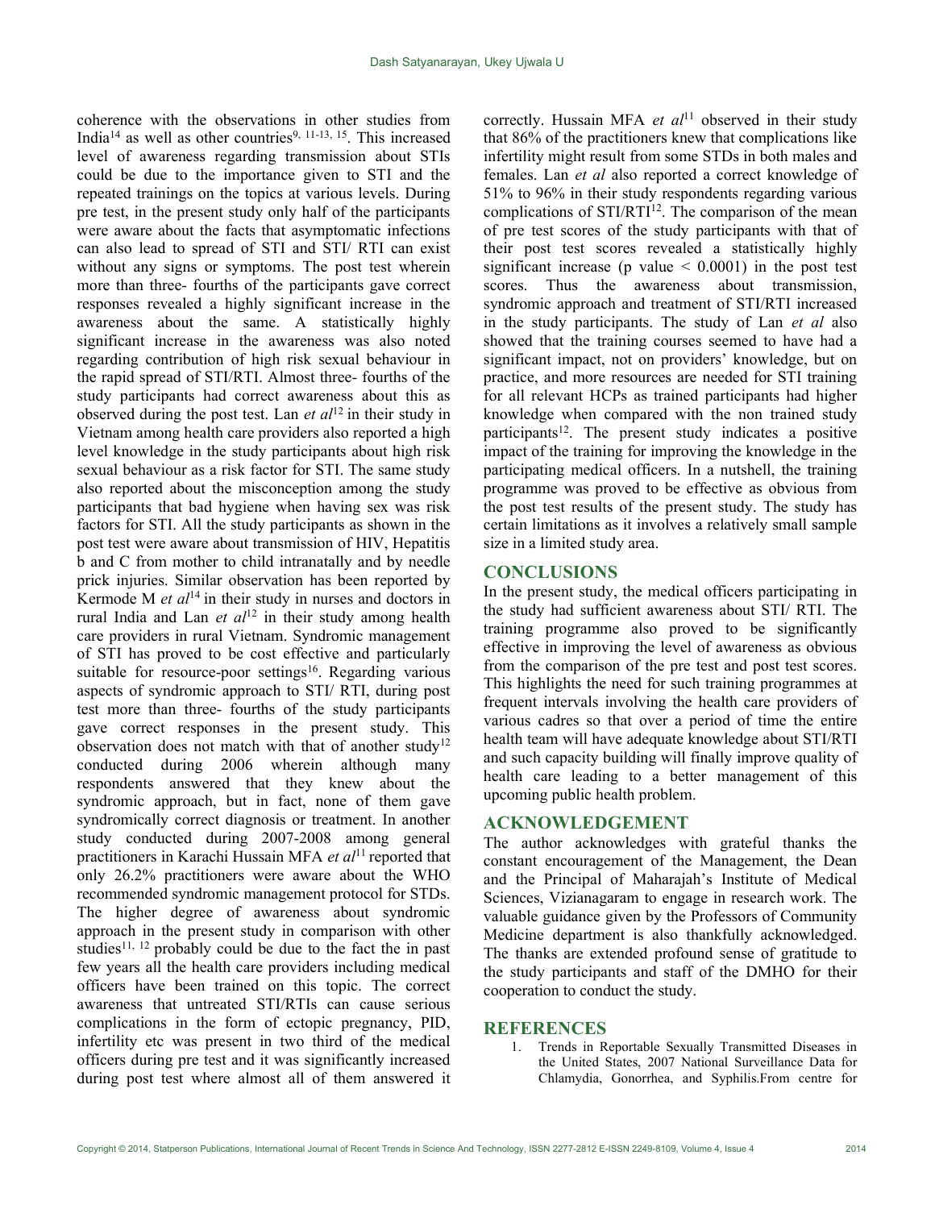coherence with the observations in other studies from India[14] as well as other countries[9, 11-13, 15]. This increased level of awareness regarding transmission about STIs could be due to the importance given to STI and the repeated trainings on the topics at various levels. During pre test, in the present study only half of the participants were aware about the facts that asymptomatic infections can also lead to spread of STI and STI/ RTI can exist without any signs or symptoms. The post test wherein more than three- fourths of the participants gave correct responses revealed a highly significant increase in the awareness about the same. A statistically highly significant increase in the awareness was also noted regarding contribution of high risk sexual behaviour in the rapid spread of STI/RTI. Almost three- fourths of the study participants had correct awareness about this as observed during the post test. Lan *et al*[12] in their study in Vietnam among health care providers also reported a high level knowledge in the study participants about high risk sexual behaviour as a risk factor for STI. The same study also reported about the misconception among the study participants that bad hygiene when having sex was risk factors for STI. All the study participants as shown in the post test were aware about transmission of HIV, Hepatitis b and C from mother to child intranatally and by needle prick injuries. Similar observation has been reported by Kermode M *et al*[14] in their study in nurses and doctors in rural India and Lan *et al*[12] in their study among health care providers in rural Vietnam. Syndromic management of STI has proved to be cost effective and particularly suitable for resource-poor settings[16]. Regarding various aspects of syndromic approach to STI/ RTI, during post test more than three- fourths of the study participants gave correct responses in the present study. This observation does not match with that of another study[12] conducted during 2006 wherein although many respondents answered that they knew about the syndromic approach, but in fact, none of them gave syndromically correct diagnosis or treatment. In another study conducted during 2007-2008 among general practitioners in Karachi Hussain MFA *et al*[11] reported that only 26.2% practitioners were aware about the WHO recommended syndromic management protocol for STDs. The higher degree of awareness about syndromic approach in the present study in comparison with other studies[11, 12] probably could be due to the fact the in past few years all the health care providers including medical officers have been trained on this topic. The correct awareness that untreated STI/RTIs can cause serious complications in the form of ectopic pregnancy, PID, infertility etc was present in two third of the medical officers during pre test and it was significantly increased during post test where almost all of them answered it correctly. Hussain MFA *et al*[11] observed in their study that 86% of the practitioners knew that complications like infertility might result from some STDs in both males and females. Lan *et al* also reported a correct knowledge of 51% to 96% in their study respondents regarding various complications of STI/RTI[12]. The comparison of the mean of pre test scores of the study participants with that of their post test scores revealed a statistically highly significant increase ($p$ value $< 0.0001$) in the post test scores. Thus the awareness about transmission, syndromic approach and treatment of STI/RTI increased in the study participants. The study of Lan *et al* also showed that the training courses seemed to have had a significant impact, not on providers' knowledge, but on practice, and more resources are needed for STI training for all relevant HCPs as trained participants had higher knowledge when compared with the non trained study participants[12]. The present study indicates a positive impact of the training for improving the knowledge in the participating medical officers. In a nutshell, the training programme was proved to be effective as obvious from the post test results of the present study. The study has certain limitations as it involves a relatively small sample size in a limited study area.

## CONCLUSIONS

In the present study, the medical officers participating in the study had sufficient awareness about STI/ RTI. The training programme also proved to be significantly effective in improving the level of awareness as obvious from the comparison of the pre test and post test scores. This highlights the need for such training programmes at frequent intervals involving the health care providers of various cadres so that over a period of time the entire health team will have adequate knowledge about STI/RTI and such capacity building will finally improve quality of health care leading to a better management of this upcoming public health problem.

## ACKNOWLEDGEMENT

The author acknowledges with grateful thanks the constant encouragement of the Management, the Dean and the Principal of Maharajah's Institute of Medical Sciences, Vizianagaram to engage in research work. The valuable guidance given by the Professors of Community Medicine department is also thankfully acknowledged. The thanks are extended profound sense of gratitude to the study participants and staff of the DMHO for their cooperation to conduct the study.

## REFERENCES

1. Trends in Reportable Sexually Transmitted Diseases in the United States, 2007 National Surveillance Data for Chlamydia, Gonorrhea, and Syphilis.From centre for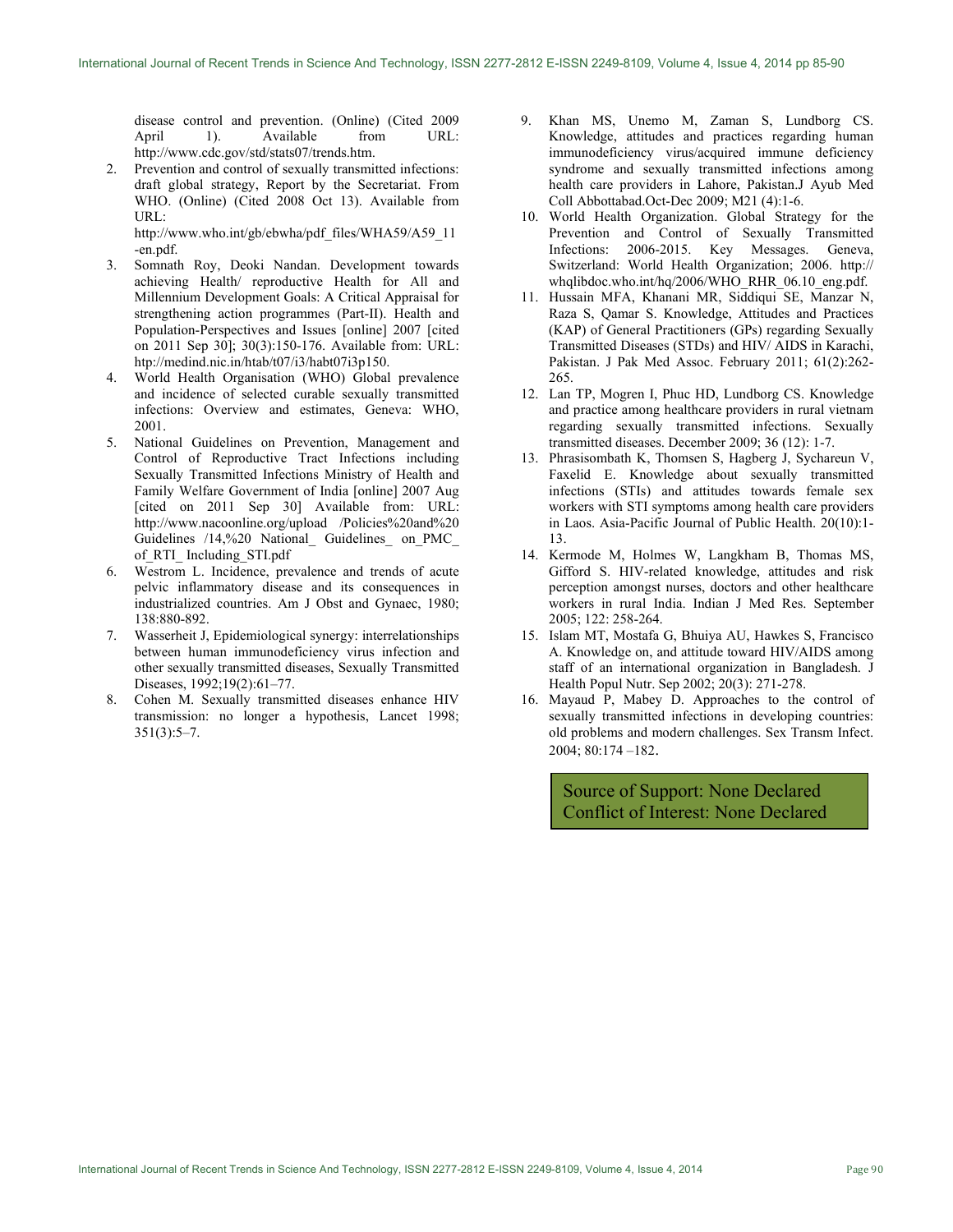disease control and prevention. (Online) (Cited 2009 April 1). Available from URL: http://www.cdc.gov/std/stats07/trends.htm.

2. Prevention and control of sexually transmitted infections: draft global strategy, Report by the Secretariat. From WHO. (Online) (Cited 2008 Oct 13). Available from URL: http://www.who.int/gb/ebwha/pdf_files/WHA59/A59_11-en.pdf.
3. Somnath Roy, Deoki Nandan. Development towards achieving Health/ reproductive Health for All and Millennium Development Goals: A Critical Appraisal for strengthening action programmes (Part-II). Health and Population-Perspectives and Issues [online] 2007 [cited on 2011 Sep 30]; 30(3):150-176. Available from: URL: htp://medind.nic.in/htab/t07/i3/habt07i3p150.
4. World Health Organisation (WHO) Global prevalence and incidence of selected curable sexually transmitted infections: Overview and estimates, Geneva: WHO, 2001.
5. National Guidelines on Prevention, Management and Control of Reproductive Tract Infections including Sexually Transmitted Infections Ministry of Health and Family Welfare Government of India [online] 2007 Aug [cited on 2011 Sep 30] Available from: URL: http://www.nacoonline.org/upload /Policies%20and%20 Guidelines /14,%20 National_ Guidelines_ on_PMC_ of_RTI_ Including_STI.pdf
6. Westrom L. Incidence, prevalence and trends of acute pelvic inflammatory disease and its consequences in industrialized countries. Am J Obst and Gynaec, 1980; 138:880-892.
7. Wasserheit J, Epidemiological synergy: interrelationships between human immunodeficiency virus infection and other sexually transmitted diseases, Sexually Transmitted Diseases, 1992;19(2):61–77.
8. Cohen M. Sexually transmitted diseases enhance HIV transmission: no longer a hypothesis, Lancet 1998; 351(3):5–7.
9. Khan MS, Unemo M, Zaman S, Lundborg CS. Knowledge, attitudes and practices regarding human immunodeficiency virus/acquired immune deficiency syndrome and sexually transmitted infections among health care providers in Lahore, Pakistan.J Ayub Med Coll Abbottabad.Oct-Dec 2009; M21 (4):1-6.
10. World Health Organization. Global Strategy for the Prevention and Control of Sexually Transmitted Infections: 2006-2015. Key Messages. Geneva, Switzerland: World Health Organization; 2006. http:// whqlibdoc.who.int/hq/2006/WHO_RHR_06.10_eng.pdf.
11. Hussain MFA, Khanani MR, Siddiqui SE, Manzar N, Raza S, Qamar S. Knowledge, Attitudes and Practices (KAP) of General Practitioners (GPs) regarding Sexually Transmitted Diseases (STDs) and HIV/ AIDS in Karachi, Pakistan. J Pak Med Assoc. February 2011; 61(2):262-265.
12. Lan TP, Mogren I, Phuc HD, Lundborg CS. Knowledge and practice among healthcare providers in rural vietnam regarding sexually transmitted infections. Sexually transmitted diseases. December 2009; 36 (12): 1-7.
13. Phrasisombath K, Thomsen S, Hagberg J, Sychareun V, Faxelid E. Knowledge about sexually transmitted infections (STIs) and attitudes towards female sex workers with STI symptoms among health care providers in Laos. Asia-Pacific Journal of Public Health. 20(10):1-13.
14. Kermode M, Holmes W, Langkham B, Thomas MS, Gifford S. HIV-related knowledge, attitudes and risk perception amongst nurses, doctors and other healthcare workers in rural India. Indian J Med Res. September 2005; 122: 258-264.
15. Islam MT, Mostafa G, Bhuiya AU, Hawkes S, Francisco A. Knowledge on, and attitude toward HIV/AIDS among staff of an international organization in Bangladesh. J Health Popul Nutr. Sep 2002; 20(3): 271-278.
16. Mayaud P, Mabey D. Approaches to the control of sexually transmitted infections in developing countries: old problems and modern challenges. Sex Transm Infect. 2004; 80:174 –182.

Source of Support: None Declared
Conflict of Interest: None Declared